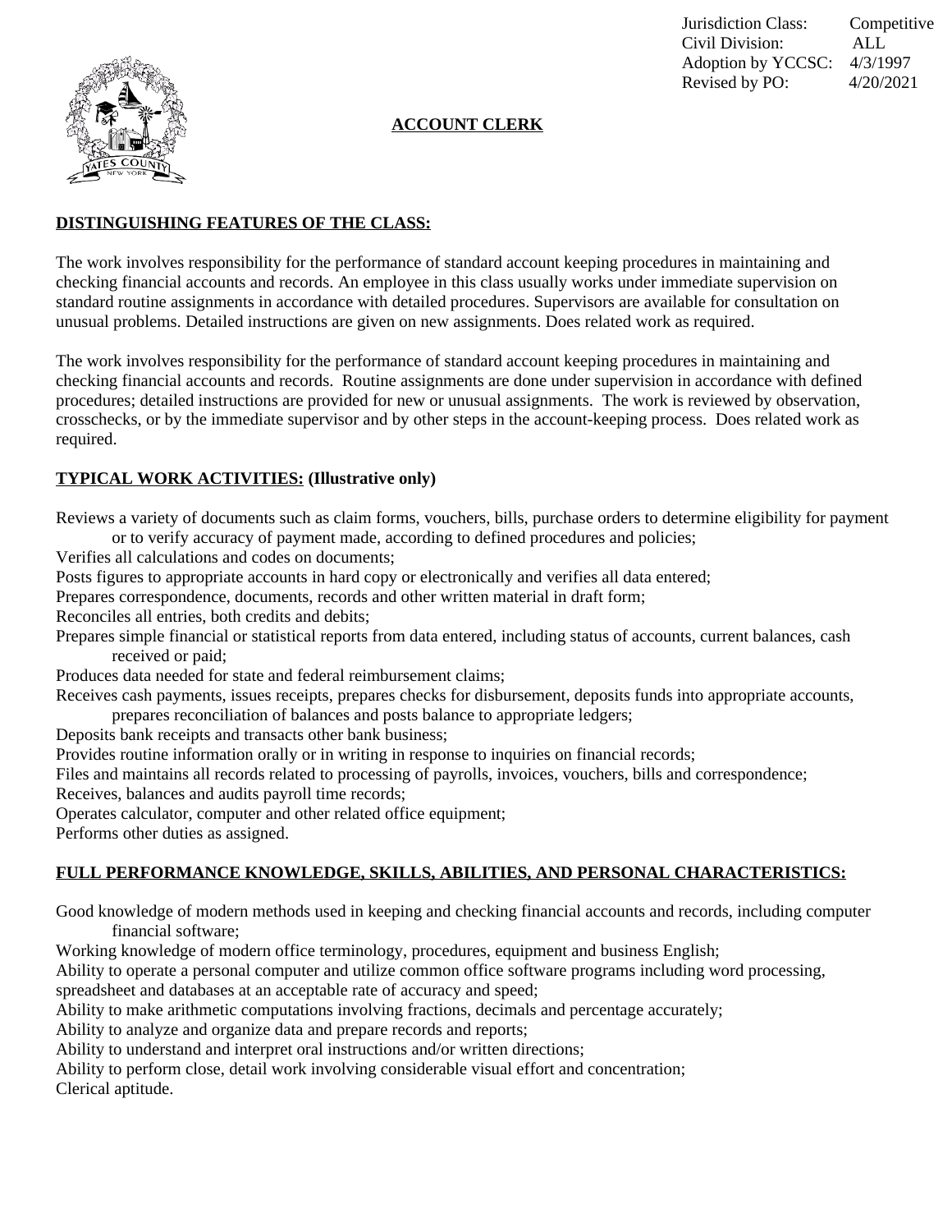| | |
|---|---|
| Jurisdiction Class: | Competitive |
| Civil Division: | ALL |
| Adoption by YCCSC: | 4/3/1997 |
| Revised by PO: | 4/20/2021 |

# ACCOUNT CLERK

## DISTINGUISHING FEATURES OF THE CLASS:

The work involves responsibility for the performance of standard account keeping procedures in maintaining and checking financial accounts and records. An employee in this class usually works under immediate supervision on standard routine assignments in accordance with detailed procedures. Supervisors are available for consultation on unusual problems. Detailed instructions are given on new assignments. Does related work as required.

The work involves responsibility for the performance of standard account keeping procedures in maintaining and checking financial accounts and records. Routine assignments are done under supervision in accordance with defined procedures; detailed instructions are provided for new or unusual assignments. The work is reviewed by observation, crosschecks, or by the immediate supervisor and by other steps in the account-keeping process. Does related work as required.

## TYPICAL WORK ACTIVITIES: (Illustrative only)

Reviews a variety of documents such as claim forms, vouchers, bills, purchase orders to determine eligibility for payment or to verify accuracy of payment made, according to defined procedures and policies;
Verifies all calculations and codes on documents;
Posts figures to appropriate accounts in hard copy or electronically and verifies all data entered;
Prepares correspondence, documents, records and other written material in draft form;
Reconciles all entries, both credits and debits;
Prepares simple financial or statistical reports from data entered, including status of accounts, current balances, cash received or paid;
Produces data needed for state and federal reimbursement claims;
Receives cash payments, issues receipts, prepares checks for disbursement, deposits funds into appropriate accounts, prepares reconciliation of balances and posts balance to appropriate ledgers;
Deposits bank receipts and transacts other bank business;
Provides routine information orally or in writing in response to inquiries on financial records;
Files and maintains all records related to processing of payrolls, invoices, vouchers, bills and correspondence;
Receives, balances and audits payroll time records;
Operates calculator, computer and other related office equipment;
Performs other duties as assigned.

## FULL PERFORMANCE KNOWLEDGE, SKILLS, ABILITIES, AND PERSONAL CHARACTERISTICS:

Good knowledge of modern methods used in keeping and checking financial accounts and records, including computer financial software;
Working knowledge of modern office terminology, procedures, equipment and business English;
Ability to operate a personal computer and utilize common office software programs including word processing, spreadsheet and databases at an acceptable rate of accuracy and speed;
Ability to make arithmetic computations involving fractions, decimals and percentage accurately;
Ability to analyze and organize data and prepare records and reports;
Ability to understand and interpret oral instructions and/or written directions;
Ability to perform close, detail work involving considerable visual effort and concentration;
Clerical aptitude.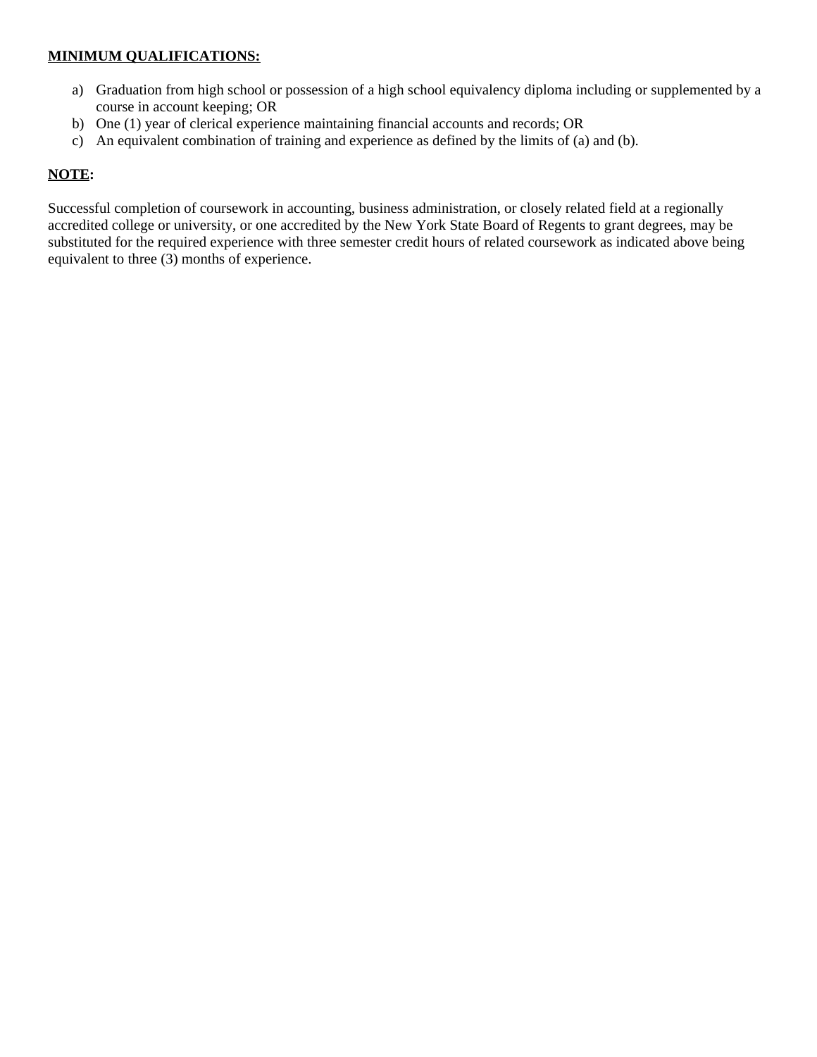**MINIMUM QUALIFICATIONS:**

a) Graduation from high school or possession of a high school equivalency diploma including or supplemented by a course in account keeping; OR
b) One (1) year of clerical experience maintaining financial accounts and records; OR
c) An equivalent combination of training and experience as defined by the limits of (a) and (b).

**NOTE:**

Successful completion of coursework in accounting, business administration, or closely related field at a regionally accredited college or university, or one accredited by the New York State Board of Regents to grant degrees, may be substituted for the required experience with three semester credit hours of related coursework as indicated above being equivalent to three (3) months of experience.